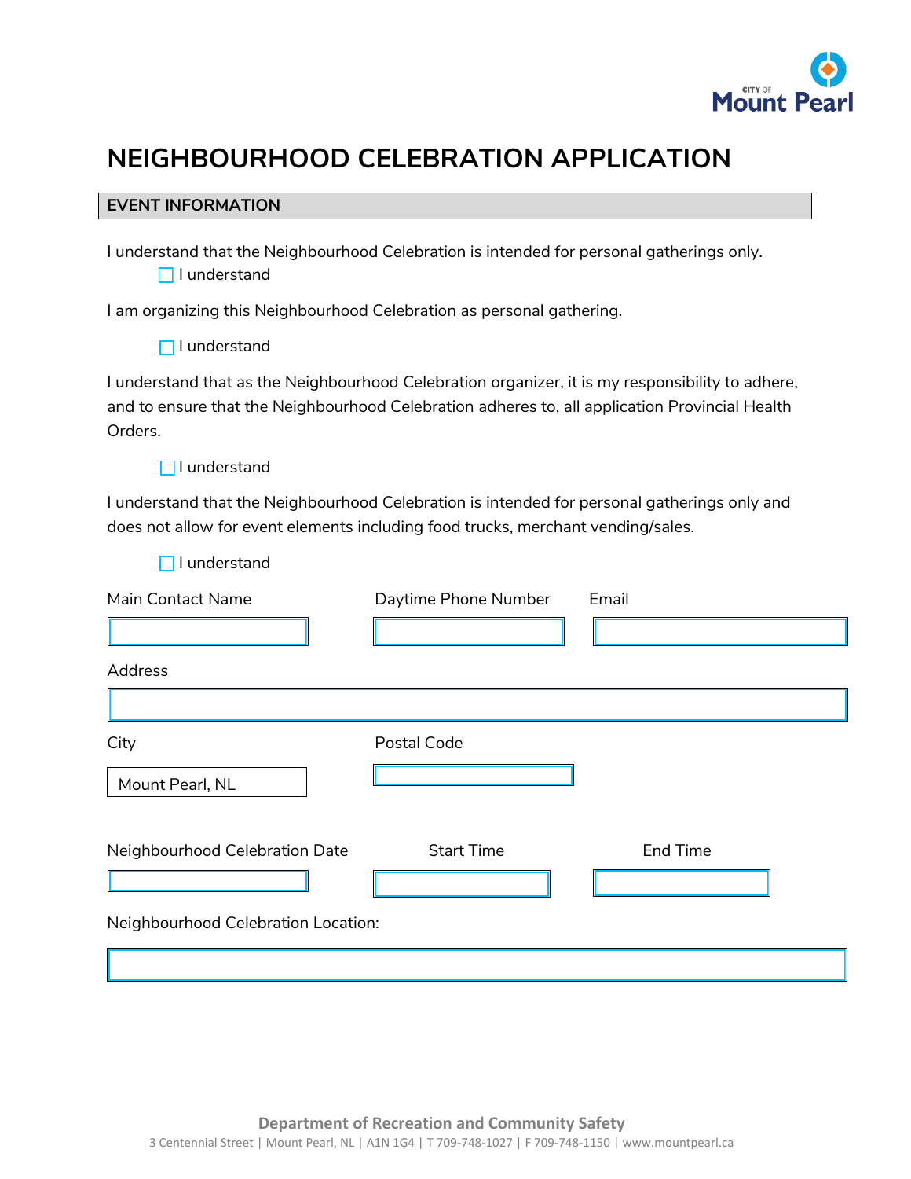# NEIGHBOURHOOD CELEBRATION APPLICATION

## EVENT INFORMATION

I understand that the Neighbourhood Celebration is intended for personal gatherings only.

- [ ] I understand

I am organizing this Neighbourhood Celebration as personal gathering.

- [ ] I understand

I understand that as the Neighbourhood Celebration organizer, it is my responsibility to adhere, and to ensure that the Neighbourhood Celebration adheres to, all application Provincial Health Orders.

- [ ] I understand

I understand that the Neighbourhood Celebration is intended for personal gatherings only and does not allow for event elements including food trucks, merchant vending/sales.

- [ ] I understand

| Main Contact Name | Daytime Phone Number | Email |
|---|---|---|
| | | |

Address

| |
|---|
| |

| City | Postal Code |
|---|---|
| Mount Pearl, NL | |

| Neighbourhood Celebration Date | Start Time | End Time |
|---|---|---|
| | | |

Neighbourhood Celebration Location:

| |
|---|
| |

**Department of Recreation and Community Safety**

3 Centennial Street | Mount Pearl, NL | A1N 1G4 | T 709-748-1027 | F 709-748-1150 | www.mountpearl.ca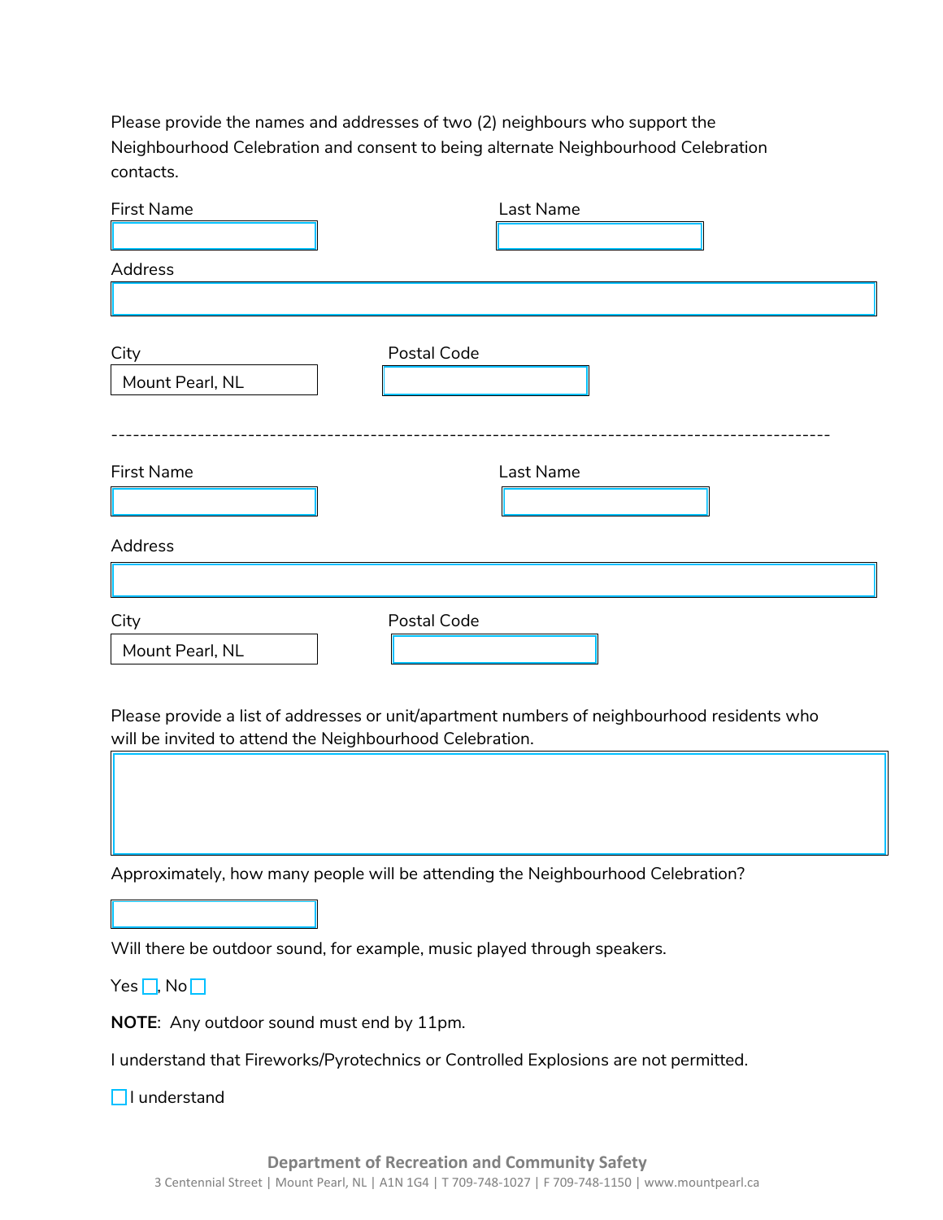Please provide the names and addresses of two (2) neighbours who support the Neighbourhood Celebration and consent to being alternate Neighbourhood Celebration contacts.

First Name

Last Name

Address

City

Mount Pearl, NL

Postal Code

---

First Name

Last Name

Address

City

Mount Pearl, NL

Postal Code

Please provide a list of addresses or unit/apartment numbers of neighbourhood residents who will be invited to attend the Neighbourhood Celebration.

Approximately, how many people will be attending the Neighbourhood Celebration?

Will there be outdoor sound, for example, music played through speakers.

Yes ☐, No ☐

**NOTE**: Any outdoor sound must end by 11pm.

I understand that Fireworks/Pyrotechnics or Controlled Explosions are not permitted.

☐ I understand

**Department of Recreation and Community Safety**

3 Centennial Street | Mount Pearl, NL | A1N 1G4 | T 709-748-1027 | F 709-748-1150 | www.mountpearl.ca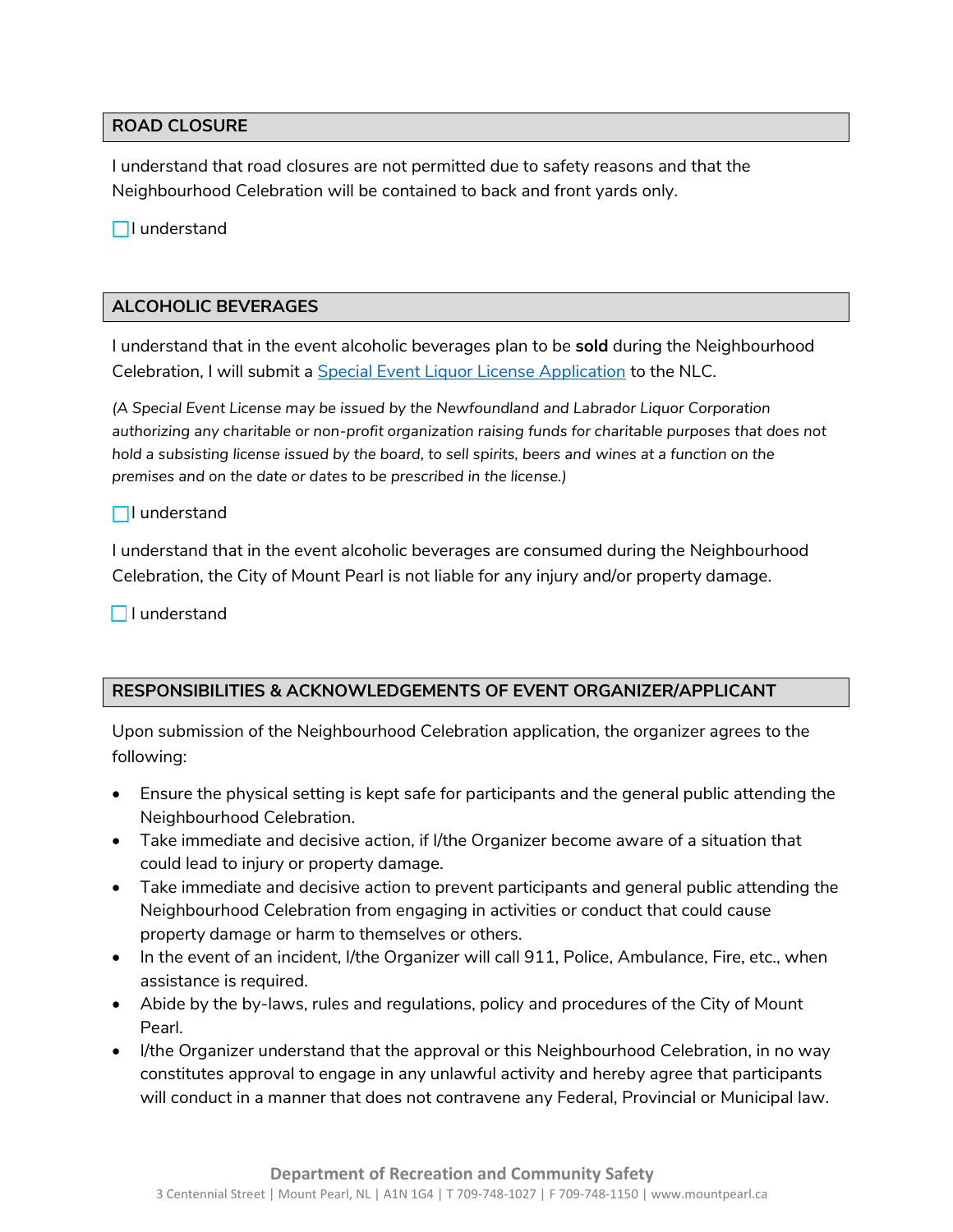## ROAD CLOSURE

I understand that road closures are not permitted due to safety reasons and that the Neighbourhood Celebration will be contained to back and front yards only.

☐ I understand

## ALCOHOLIC BEVERAGES

I understand that in the event alcoholic beverages plan to be **sold** during the Neighbourhood Celebration, I will submit a [Special Event Liquor License Application]() to the NLC.

*(A Special Event License may be issued by the Newfoundland and Labrador Liquor Corporation authorizing any charitable or non-profit organization raising funds for charitable purposes that does not hold a subsisting license issued by the board, to sell spirits, beers and wines at a function on the premises and on the date or dates to be prescribed in the license.)*

☐ I understand

I understand that in the event alcoholic beverages are consumed during the Neighbourhood Celebration, the City of Mount Pearl is not liable for any injury and/or property damage.

☐ I understand

## RESPONSIBILITIES & ACKNOWLEDGEMENTS OF EVENT ORGANIZER/APPLICANT

Upon submission of the Neighbourhood Celebration application, the organizer agrees to the following:

- Ensure the physical setting is kept safe for participants and the general public attending the Neighbourhood Celebration.
- Take immediate and decisive action, if I/the Organizer become aware of a situation that could lead to injury or property damage.
- Take immediate and decisive action to prevent participants and general public attending the Neighbourhood Celebration from engaging in activities or conduct that could cause property damage or harm to themselves or others.
- In the event of an incident, I/the Organizer will call 911, Police, Ambulance, Fire, etc., when assistance is required.
- Abide by the by-laws, rules and regulations, policy and procedures of the City of Mount Pearl.
- I/the Organizer understand that the approval or this Neighbourhood Celebration, in no way constitutes approval to engage in any unlawful activity and hereby agree that participants will conduct in a manner that does not contravene any Federal, Provincial or Municipal law.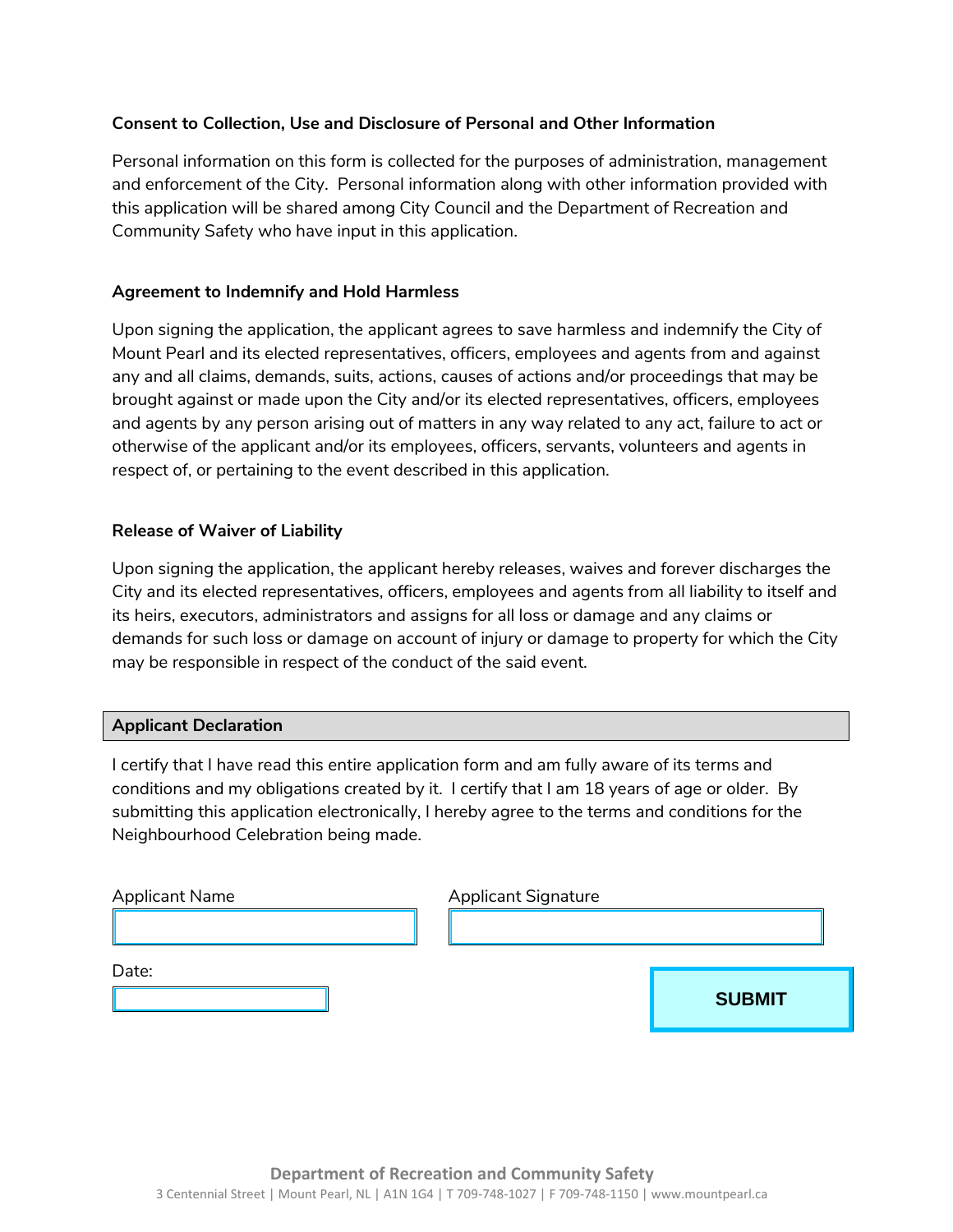**Consent to Collection, Use and Disclosure of Personal and Other Information**

Personal information on this form is collected for the purposes of administration, management and enforcement of the City. Personal information along with other information provided with this application will be shared among City Council and the Department of Recreation and Community Safety who have input in this application.

**Agreement to Indemnify and Hold Harmless**

Upon signing the application, the applicant agrees to save harmless and indemnify the City of Mount Pearl and its elected representatives, officers, employees and agents from and against any and all claims, demands, suits, actions, causes of actions and/or proceedings that may be brought against or made upon the City and/or its elected representatives, officers, employees and agents by any person arising out of matters in any way related to any act, failure to act or otherwise of the applicant and/or its employees, officers, servants, volunteers and agents in respect of, or pertaining to the event described in this application.

**Release of Waiver of Liability**

Upon signing the application, the applicant hereby releases, waives and forever discharges the City and its elected representatives, officers, employees and agents from all liability to itself and its heirs, executors, administrators and assigns for all loss or damage and any claims or demands for such loss or damage on account of injury or damage to property for which the City may be responsible in respect of the conduct of the said event.

**Applicant Declaration**

I certify that I have read this entire application form and am fully aware of its terms and conditions and my obligations created by it. I certify that I am 18 years of age or older. By submitting this application electronically, I hereby agree to the terms and conditions for the Neighbourhood Celebration being made.

Applicant Name

Applicant Signature

Date:

SUBMIT

**Department of Recreation and Community Safety**
3 Centennial Street | Mount Pearl, NL | A1N 1G4 | T 709-748-1027 | F 709-748-1150 | www.mountpearl.ca